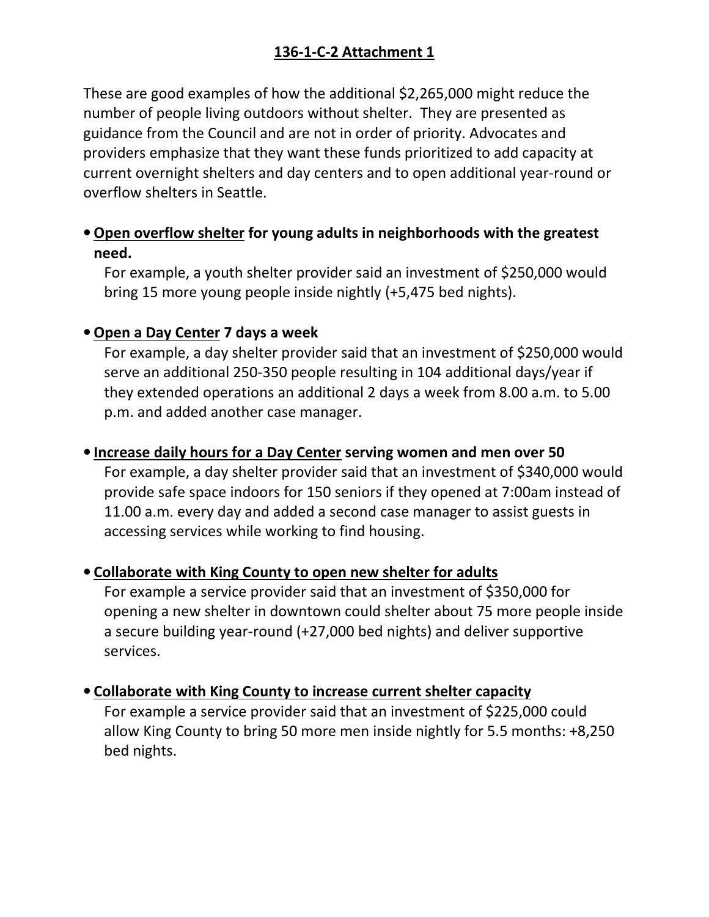## 136-1-C-2 Attachment 1

These are good examples of how the additional $2,265,000 might reduce the number of people living outdoors without shelter. They are presented as guidance from the Council and are not in order of priority. Advocates and providers emphasize that they want these funds prioritized to add capacity at current overnight shelters and day centers and to open additional year-round or overflow shelters in Seattle.

- **Open overflow shelter for young adults in neighborhoods with the greatest need.**
  For example, a youth shelter provider said an investment of $250,000 would bring 15 more young people inside nightly (+5,475 bed nights).

- **Open a Day Center 7 days a week**
  For example, a day shelter provider said that an investment of $250,000 would serve an additional 250-350 people resulting in 104 additional days/year if they extended operations an additional 2 days a week from 8.00 a.m. to 5.00 p.m. and added another case manager.

- **Increase daily hours for a Day Center serving women and men over 50**
  For example, a day shelter provider said that an investment of $340,000 would provide safe space indoors for 150 seniors if they opened at 7:00am instead of 11.00 a.m. every day and added a second case manager to assist guests in accessing services while working to find housing.

- **Collaborate with King County to open new shelter for adults**
  For example a service provider said that an investment of $350,000 for opening a new shelter in downtown could shelter about 75 more people inside a secure building year-round (+27,000 bed nights) and deliver supportive services.

- **Collaborate with King County to increase current shelter capacity**
  For example a service provider said that an investment of $225,000 could allow King County to bring 50 more men inside nightly for 5.5 months: +8,250 bed nights.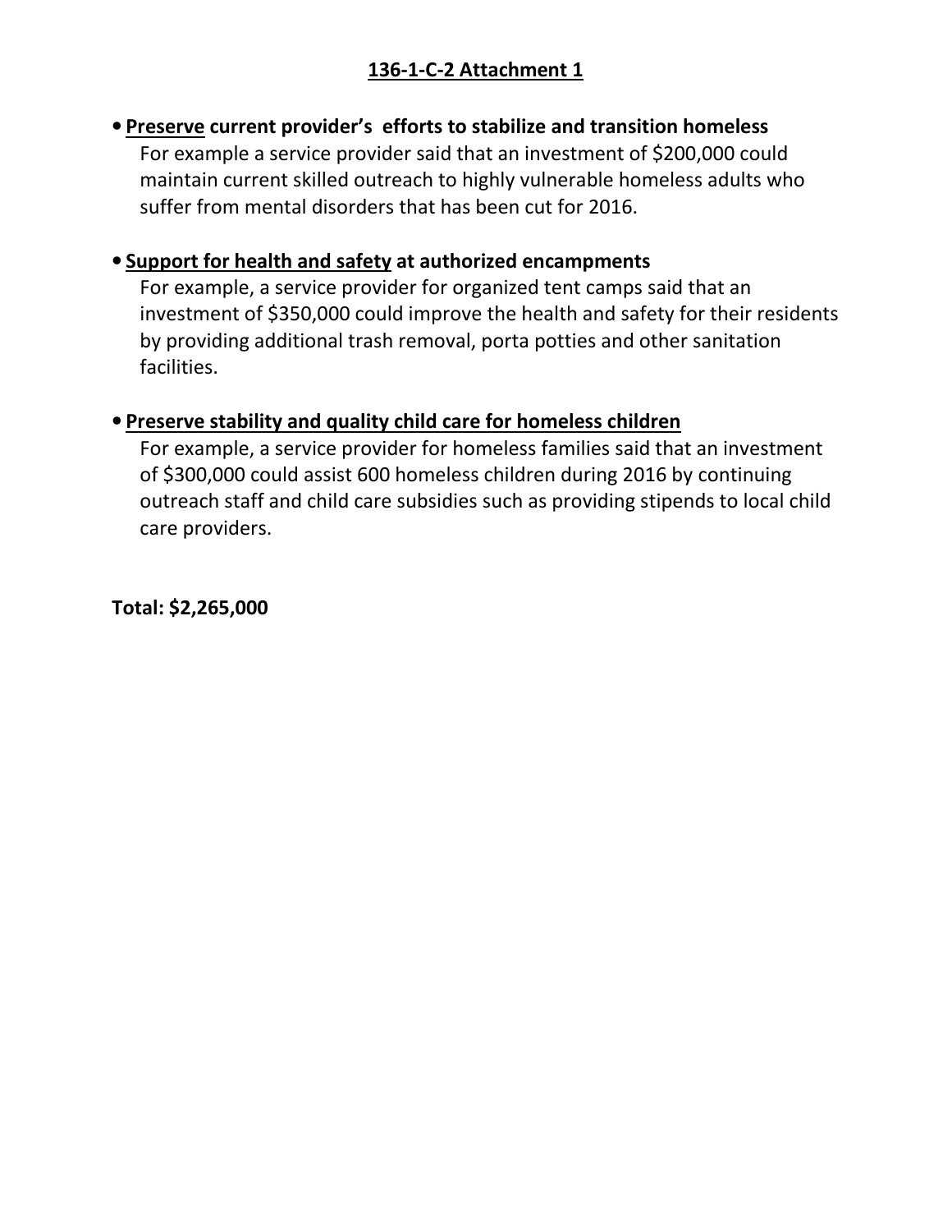**136-1-C-2 Attachment 1**

- **Preserve current provider's efforts to stabilize and transition homeless**
  For example a service provider said that an investment of $200,000 could maintain current skilled outreach to highly vulnerable homeless adults who suffer from mental disorders that has been cut for 2016.

- **Support for health and safety at authorized encampments**
  For example, a service provider for organized tent camps said that an investment of $350,000 could improve the health and safety for their residents by providing additional trash removal, porta potties and other sanitation facilities.

- **Preserve stability and quality child care for homeless children**
  For example, a service provider for homeless families said that an investment of $300,000 could assist 600 homeless children during 2016 by continuing outreach staff and child care subsidies such as providing stipends to local child care providers.

**Total: $2,265,000**